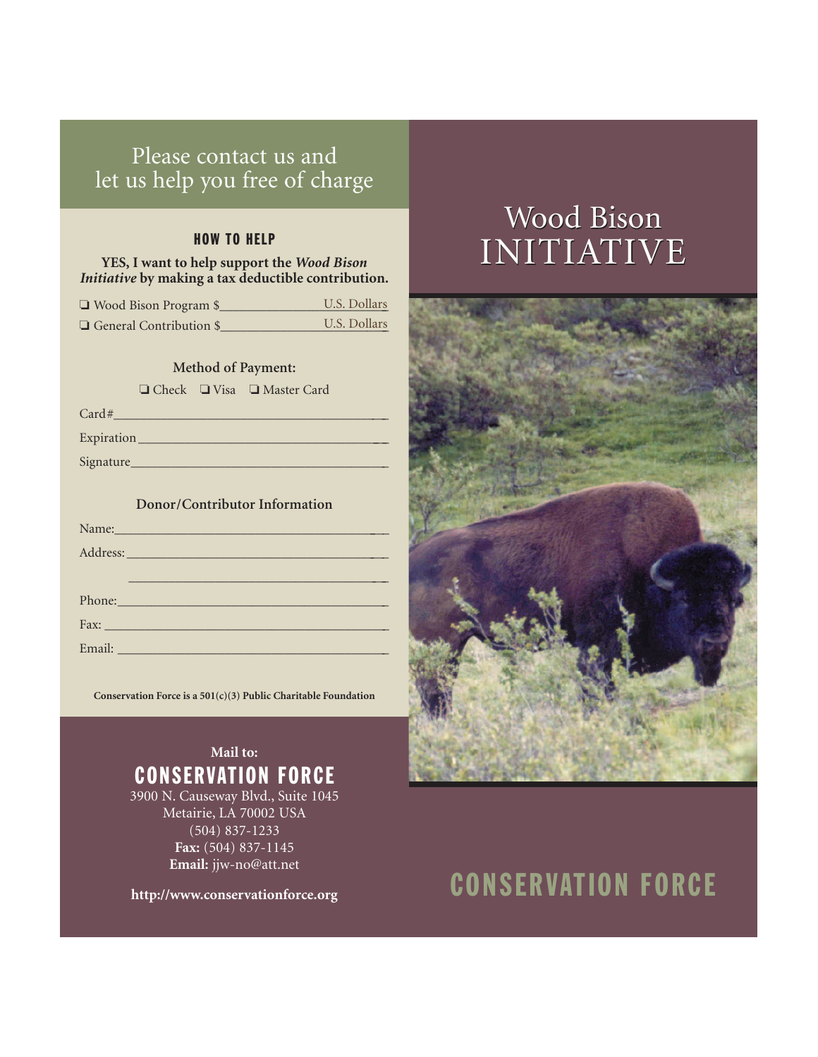# Please contact us and let us help you free of charge

## HOW TO HELP

**YES, I want to help support the *Wood Bison Initiative* by making a tax deductible contribution.**

❑ Wood Bison Program $_______________ U.S. Dollars

❑ General Contribution $_______________ U.S. Dollars

### Method of Payment:

❑ Check ❑ Visa ❑ Master Card

Card#_______________________________________

Expiration____________________________________

Signature_____________________________________

### Donor/Contributor Information

Name:_______________________________________

Address: _____________________________________

_____________________________________

Phone:_______________________________________

Fax: _________________________________________

Email: _______________________________________

**Conservation Force is a 501(c)(3) Public Charitable Foundation**

**Mail to:**

## CONSERVATION FORCE

3900 N. Causeway Blvd., Suite 1045
Metairie, LA 70002 USA
(504) 837-1233
**Fax:** (504) 837-1145
**Email:** jjw-no@att.net

**http://www.conservationforce.org**

# Wood Bison INITIATIVE

## CONSERVATION FORCE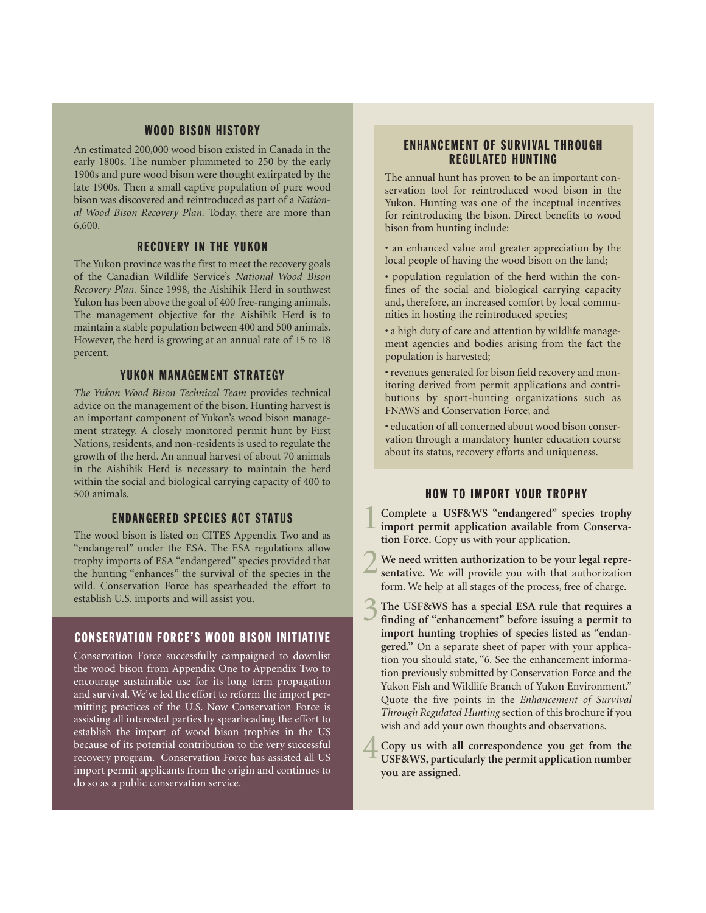## WOOD BISON HISTORY

An estimated 200,000 wood bison existed in Canada in the early 1800s. The number plummeted to 250 by the early 1900s and pure wood bison were thought extirpated by the late 1900s. Then a small captive population of pure wood bison was discovered and reintroduced as part of a *National Wood Bison Recovery Plan.* Today, there are more than 6,600.

## RECOVERY IN THE YUKON

The Yukon province was the first to meet the recovery goals of the Canadian Wildlife Service's *National Wood Bison Recovery Plan.* Since 1998, the Aishihik Herd in southwest Yukon has been above the goal of 400 free-ranging animals. The management objective for the Aishihik Herd is to maintain a stable population between 400 and 500 animals. However, the herd is growing at an annual rate of 15 to 18 percent.

## YUKON MANAGEMENT STRATEGY

*The Yukon Wood Bison Technical Team* provides technical advice on the management of the bison. Hunting harvest is an important component of Yukon's wood bison management strategy. A closely monitored permit hunt by First Nations, residents, and non-residents is used to regulate the growth of the herd. An annual harvest of about 70 animals in the Aishihik Herd is necessary to maintain the herd within the social and biological carrying capacity of 400 to 500 animals.

## ENDANGERED SPECIES ACT STATUS

The wood bison is listed on CITES Appendix Two and as "endangered" under the ESA. The ESA regulations allow trophy imports of ESA "endangered" species provided that the hunting "enhances" the survival of the species in the wild. Conservation Force has spearheaded the effort to establish U.S. imports and will assist you.

## CONSERVATION FORCE'S WOOD BISON INITIATIVE

Conservation Force successfully campaigned to downlist the wood bison from Appendix One to Appendix Two to encourage sustainable use for its long term propagation and survival. We've led the effort to reform the import permitting practices of the U.S. Now Conservation Force is assisting all interested parties by spearheading the effort to establish the import of wood bison trophies in the US because of its potential contribution to the very successful recovery program. Conservation Force has assisted all US import permit applicants from the origin and continues to do so as a public conservation service.

## ENHANCEMENT OF SURVIVAL THROUGH REGULATED HUNTING

The annual hunt has proven to be an important conservation tool for reintroduced wood bison in the Yukon. Hunting was one of the inceptual incentives for reintroducing the bison. Direct benefits to wood bison from hunting include:

- an enhanced value and greater appreciation by the local people of having the wood bison on the land;
- population regulation of the herd within the confines of the social and biological carrying capacity and, therefore, an increased comfort by local communities in hosting the reintroduced species;
- a high duty of care and attention by wildlife management agencies and bodies arising from the fact the population is harvested;
- revenues generated for bison field recovery and monitoring derived from permit applications and contributions by sport-hunting organizations such as FNAWS and Conservation Force; and
- education of all concerned about wood bison conservation through a mandatory hunter education course about its status, recovery efforts and uniqueness.

## HOW TO IMPORT YOUR TROPHY

1. **Complete a USF&WS "endangered" species trophy import permit application available from Conservation Force.** Copy us with your application.
2. **We need written authorization to be your legal representative.** We will provide you with that authorization form. We help at all stages of the process, free of charge.
3. **The USF&WS has a special ESA rule that requires a finding of "enhancement" before issuing a permit to import hunting trophies of species listed as "endangered."** On a separate sheet of paper with your application you should state, "6. See the enhancement information previously submitted by Conservation Force and the Yukon Fish and Wildlife Branch of Yukon Environment." Quote the five points in the *Enhancement of Survival Through Regulated Hunting* section of this brochure if you wish and add your own thoughts and observations.
4. **Copy us with all correspondence you get from the USF&WS, particularly the permit application number you are assigned.**